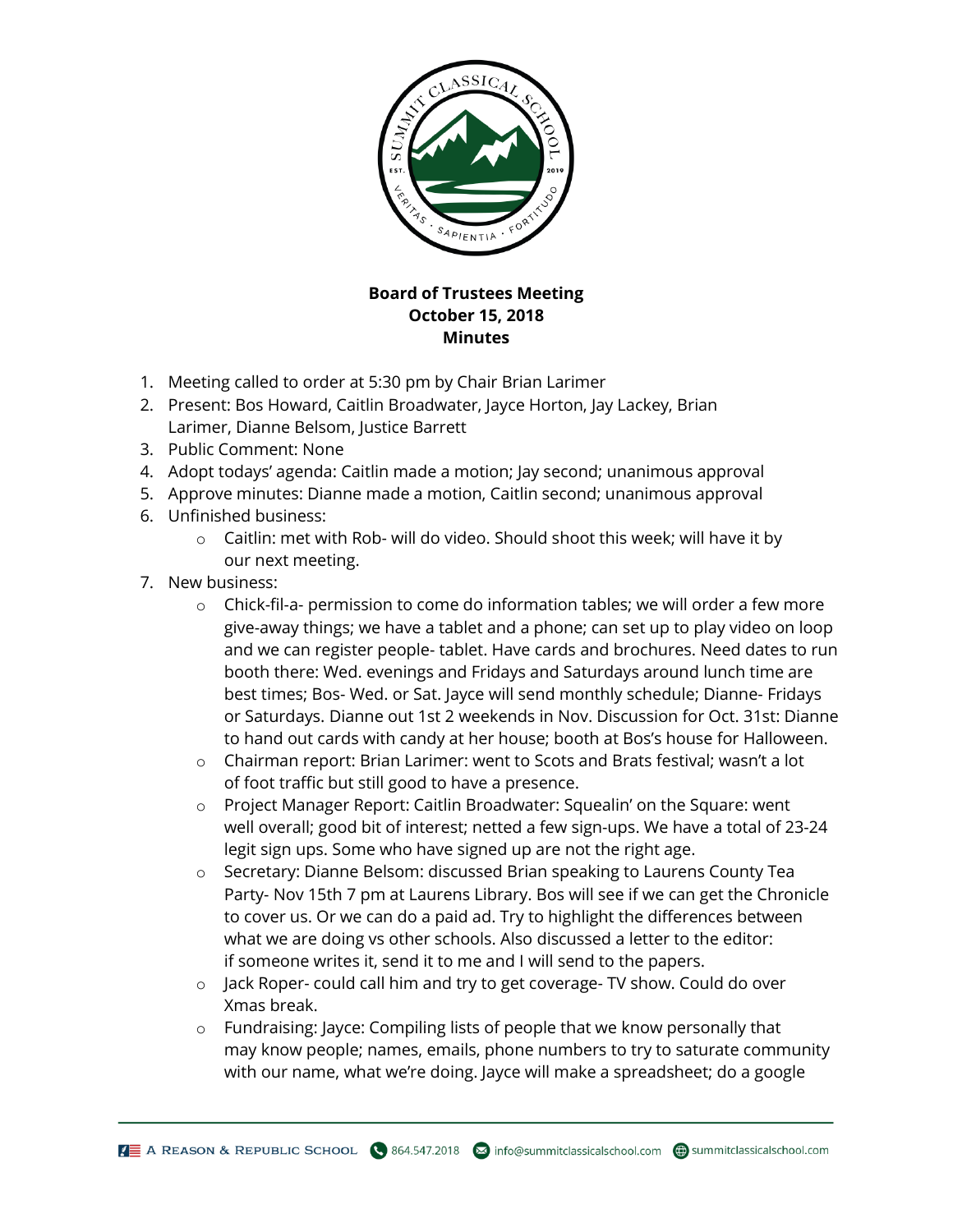**Board of Trustees Meeting**
**October 15, 2018**
**Minutes**

1. Meeting called to order at 5:30 pm by Chair Brian Larimer
2. Present: Bos Howard, Caitlin Broadwater, Jayce Horton, Jay Lackey, Brian Larimer, Dianne Belsom, Justice Barrett
3. Public Comment: None
4. Adopt todays' agenda: Caitlin made a motion; Jay second; unanimous approval
5. Approve minutes: Dianne made a motion, Caitlin second; unanimous approval
6. Unfinished business:
   - Caitlin: met with Rob- will do video. Should shoot this week; will have it by our next meeting.
7. New business:
   - Chick-fil-a- permission to come do information tables; we will order a few more give-away things; we have a tablet and a phone; can set up to play video on loop and we can register people- tablet. Have cards and brochures. Need dates to run booth there: Wed. evenings and Fridays and Saturdays around lunch time are best times; Bos- Wed. or Sat. Jayce will send monthly schedule; Dianne- Fridays or Saturdays. Dianne out 1st 2 weekends in Nov. Discussion for Oct. 31st: Dianne to hand out cards with candy at her house; booth at Bos's house for Halloween.
   - Chairman report: Brian Larimer: went to Scots and Brats festival; wasn't a lot of foot traffic but still good to have a presence.
   - Project Manager Report: Caitlin Broadwater: Squealin' on the Square: went well overall; good bit of interest; netted a few sign-ups. We have a total of 23-24 legit sign ups. Some who have signed up are not the right age.
   - Secretary: Dianne Belsom: discussed Brian speaking to Laurens County Tea Party- Nov 15th 7 pm at Laurens Library. Bos will see if we can get the Chronicle to cover us. Or we can do a paid ad. Try to highlight the differences between what we are doing vs other schools. Also discussed a letter to the editor: if someone writes it, send it to me and I will send to the papers.
   - Jack Roper- could call him and try to get coverage- TV show. Could do over Xmas break.
   - Fundraising: Jayce: Compiling lists of people that we know personally that may know people; names, emails, phone numbers to try to saturate community with our name, what we're doing. Jayce will make a spreadsheet; do a google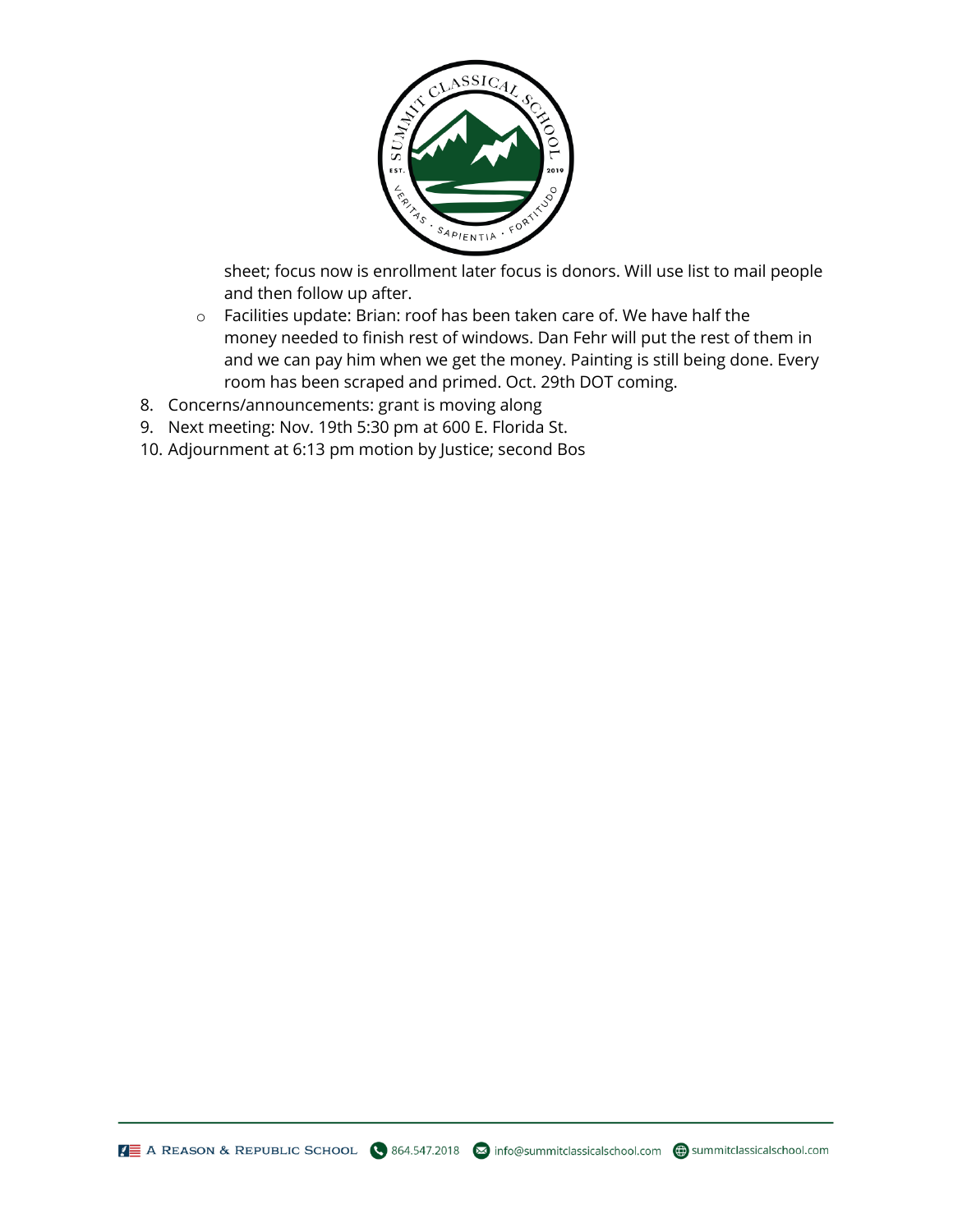sheet; focus now is enrollment later focus is donors. Will use list to mail people and then follow up after.

- Facilities update: Brian: roof has been taken care of. We have half the money needed to finish rest of windows. Dan Fehr will put the rest of them in and we can pay him when we get the money. Painting is still being done. Every room has been scraped and primed. Oct. 29th DOT coming.

8. Concerns/announcements: grant is moving along
9. Next meeting: Nov. 19th 5:30 pm at 600 E. Florida St.
10. Adjournment at 6:13 pm motion by Justice; second Bos